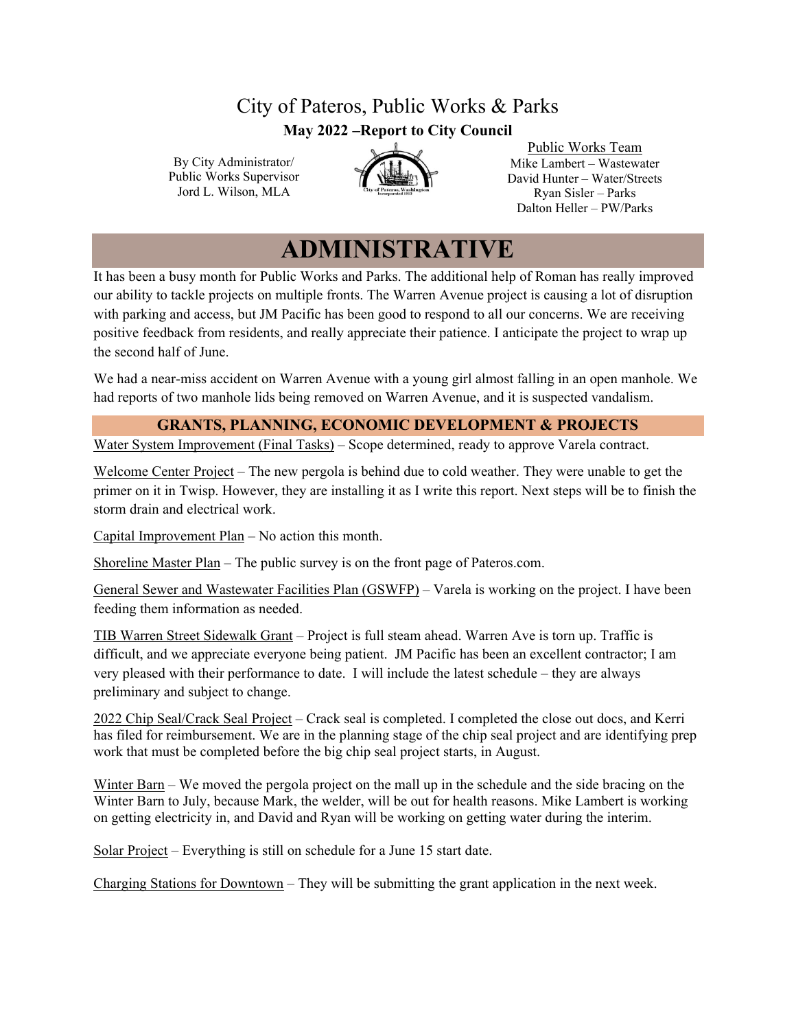# City of Pateros, Public Works & Parks

**May 2022 –Report to City Council**

By City Administrator/
Public Works Supervisor
Jord L. Wilson, MLA

Public Works Team
Mike Lambert – Wastewater
David Hunter – Water/Streets
Ryan Sisler – Parks
Dalton Heller – PW/Parks

## ADMINISTRATIVE

It has been a busy month for Public Works and Parks. The additional help of Roman has really improved our ability to tackle projects on multiple fronts. The Warren Avenue project is causing a lot of disruption with parking and access, but JM Pacific has been good to respond to all our concerns. We are receiving positive feedback from residents, and really appreciate their patience. I anticipate the project to wrap up the second half of June.

We had a near-miss accident on Warren Avenue with a young girl almost falling in an open manhole. We had reports of two manhole lids being removed on Warren Avenue, and it is suspected vandalism.

### GRANTS, PLANNING, ECONOMIC DEVELOPMENT & PROJECTS

Water System Improvement (Final Tasks) – Scope determined, ready to approve Varela contract.

Welcome Center Project – The new pergola is behind due to cold weather. They were unable to get the primer on it in Twisp. However, they are installing it as I write this report. Next steps will be to finish the storm drain and electrical work.

Capital Improvement Plan – No action this month.

Shoreline Master Plan – The public survey is on the front page of Pateros.com.

General Sewer and Wastewater Facilities Plan (GSWFP) – Varela is working on the project. I have been feeding them information as needed.

TIB Warren Street Sidewalk Grant – Project is full steam ahead. Warren Ave is torn up. Traffic is difficult, and we appreciate everyone being patient. JM Pacific has been an excellent contractor; I am very pleased with their performance to date. I will include the latest schedule – they are always preliminary and subject to change.

2022 Chip Seal/Crack Seal Project – Crack seal is completed. I completed the close out docs, and Kerri has filed for reimbursement. We are in the planning stage of the chip seal project and are identifying prep work that must be completed before the big chip seal project starts, in August.

Winter Barn – We moved the pergola project on the mall up in the schedule and the side bracing on the Winter Barn to July, because Mark, the welder, will be out for health reasons. Mike Lambert is working on getting electricity in, and David and Ryan will be working on getting water during the interim.

Solar Project – Everything is still on schedule for a June 15 start date.

Charging Stations for Downtown – They will be submitting the grant application in the next week.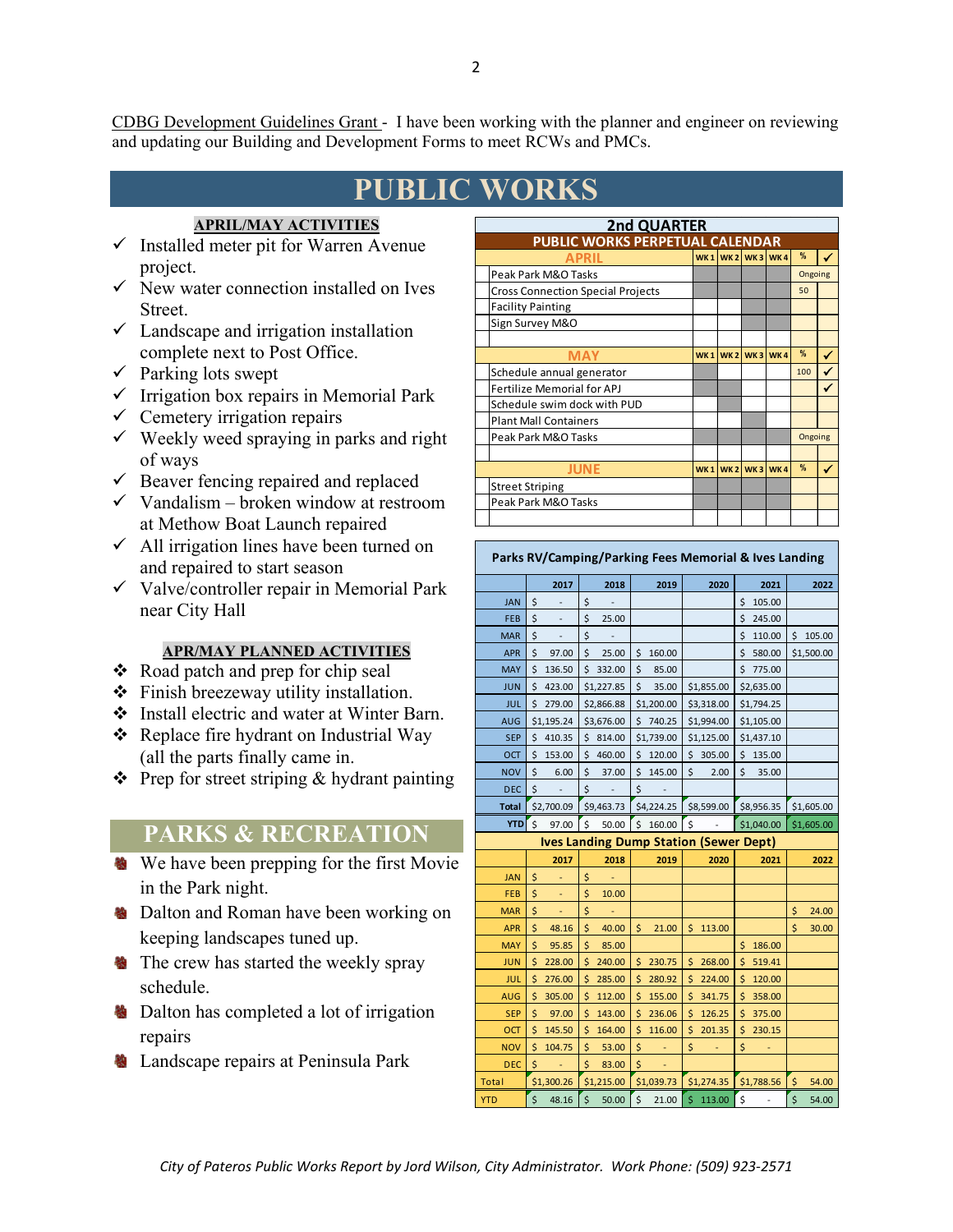CDBG Development Guidelines Grant - I have been working with the planner and engineer on reviewing and updating our Building and Development Forms to meet RCWs and PMCs.

# PUBLIC WORKS

### APRIL/MAY ACTIVITIES

- ✓ Installed meter pit for Warren Avenue project.
- ✓ New water connection installed on Ives Street.
- ✓ Landscape and irrigation installation complete next to Post Office.
- ✓ Parking lots swept
- ✓ Irrigation box repairs in Memorial Park
- ✓ Cemetery irrigation repairs
- ✓ Weekly weed spraying in parks and right of ways
- ✓ Beaver fencing repaired and replaced
- ✓ Vandalism – broken window at restroom at Methow Boat Launch repaired
- ✓ All irrigation lines have been turned on and repaired to start season
- ✓ Valve/controller repair in Memorial Park near City Hall

### APR/MAY PLANNED ACTIVITIES

- ❖ Road patch and prep for chip seal
- ❖ Finish breezeway utility installation.
- ❖ Install electric and water at Winter Barn.
- ❖ Replace fire hydrant on Industrial Way (all the parts finally came in.
- ❖ Prep for street striping & hydrant painting

**2nd QUARTER**

**PUBLIC WORKS PERPETUAL CALENDAR**

| APRIL | WK 1 | WK 2 | WK 3 | WK 4 | % | ✓ |
|---|---|---|---|---|---|---|
| Peak Park M&O Tasks | | | | | Ongoing | |
| Cross Connection Special Projects | | | | | 50 | |
| Facility Painting | | | | | | |
| Sign Survey M&O | | | | | | |
| | | | | | | |
| **MAY** | **WK 1** | **WK 2** | **WK 3** | **WK 4** | **%** | **✓** |
| Schedule annual generator | | | | | 100 | ✓ |
| Fertilize Memorial for APJ | | | | | | ✓ |
| Schedule swim dock with PUD | | | | | | |
| Plant Mall Containers | | | | | | |
| Peak Park M&O Tasks | | | | | Ongoing | |
| | | | | | | |
| **JUNE** | **WK 1** | **WK 2** | **WK 3** | **WK 4** | **%** | **✓** |
| Street Striping | | | | | | |
| Peak Park M&O Tasks | | | | | | |
| | | | | | | |

**Parks RV/Camping/Parking Fees Memorial & Ives Landing**

| | 2017 | 2018 | 2019 | 2020 | 2021 | 2022 |
|---|---|---|---|---|---|---|
| JAN | $ - | $ - | | | $ 105.00 | |
| FEB | $ - | $ 25.00 | | | $ 245.00 | |
| MAR | $ - | $ - | | | $ 110.00 | $ 105.00 |
| APR | $ 97.00 | $ 25.00 | $ 160.00 | | $ 580.00 | $1,500.00 |
| MAY | $ 136.50 | $ 332.00 | $ 85.00 | | $ 775.00 | |
| JUN | $ 423.00 | $1,227.85 | $ 35.00 | $1,855.00 | $2,635.00 | |
| JUL | $ 279.00 | $2,866.88 | $1,200.00 | $3,318.00 | $1,794.25 | |
| AUG | $1,195.24 | $3,676.00 | $ 740.25 | $1,994.00 | $1,105.00 | |
| SEP | $ 410.35 | $ 814.00 | $1,739.00 | $1,125.00 | $1,437.10 | |
| OCT | $ 153.00 | $ 460.00 | $ 120.00 | $ 305.00 | $ 135.00 | |
| NOV | $ 6.00 | $ 37.00 | $ 145.00 | $ 2.00 | $ 35.00 | |
| DEC | $ - | $ - | $ - | | | |
| Total | $2,700.09 | $9,463.73 | $4,224.25 | $8,599.00 | $8,956.35 | $1,605.00 |
| YTD | $ 97.00 | $ 50.00 | $ 160.00 | $ - | $1,040.00 | $1,605.00 |

**Ives Landing Dump Station (Sewer Dept)**

| | 2017 | 2018 | 2019 | 2020 | 2021 | 2022 |
|---|---|---|---|---|---|---|
| JAN | $ - | $ - | | | | |
| FEB | $ - | $ 10.00 | | | | |
| MAR | $ - | $ - | | | | $ 24.00 |
| APR | $ 48.16 | $ 40.00 | $ 21.00 | $ 113.00 | | $ 30.00 |
| MAY | $ 95.85 | $ 85.00 | | | $ 186.00 | |
| JUN | $ 228.00 | $ 240.00 | $ 230.75 | $ 268.00 | $ 519.41 | |
| JUL | $ 276.00 | $ 285.00 | $ 280.92 | $ 224.00 | $ 120.00 | |
| AUG | $ 305.00 | $ 112.00 | $ 155.00 | $ 341.75 | $ 358.00 | |
| SEP | $ 97.00 | $ 143.00 | $ 236.06 | $ 126.25 | $ 375.00 | |
| OCT | $ 145.50 | $ 164.00 | $ 116.00 | $ 201.35 | $ 230.15 | |
| NOV | $ 104.75 | $ 53.00 | $ - | $ - | $ - | |
| DEC | $ - | $ 83.00 | $ - | | | |
| Total | $1,300.26 | $1,215.00 | $1,039.73 | $1,274.35 | $1,788.56 | $ 54.00 |
| YTD | $ 48.16 | $ 50.00 | $ 21.00 | $ 113.00 | $ - | $ 54.00 |

# PARKS & RECREATION

- We have been prepping for the first Movie in the Park night.
- Dalton and Roman have been working on keeping landscapes tuned up.
- The crew has started the weekly spray schedule.
- Dalton has completed a lot of irrigation repairs
- Landscape repairs at Peninsula Park

*City of Pateros Public Works Report by Jord Wilson, City Administrator. Work Phone: (509) 923-2571*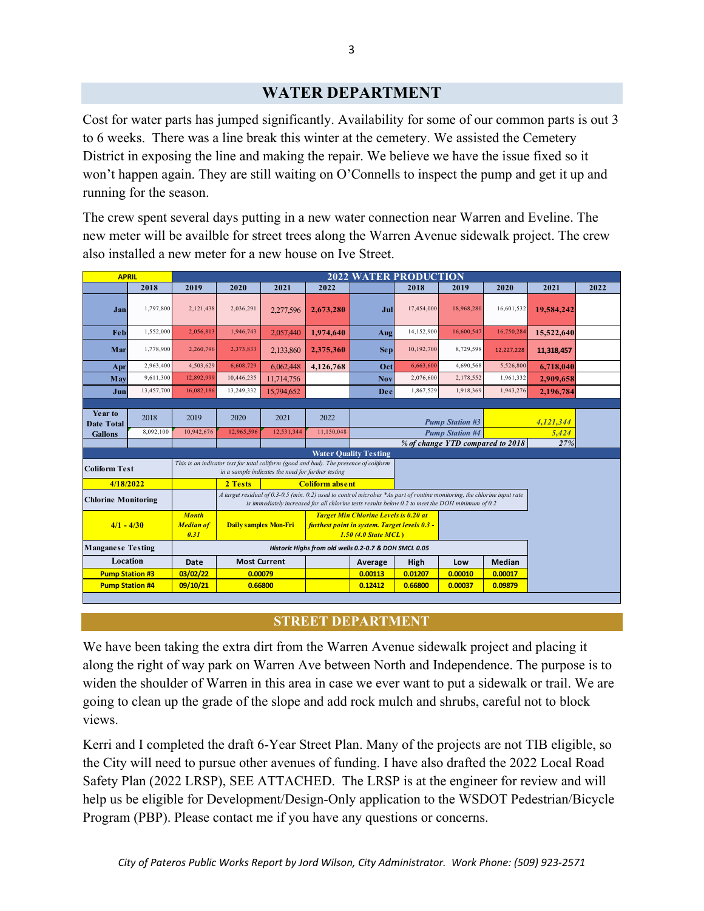## WATER DEPARTMENT

Cost for water parts has jumped significantly. Availability for some of our common parts is out 3 to 6 weeks. There was a line break this winter at the cemetery. We assisted the Cemetery District in exposing the line and making the repair. We believe we have the issue fixed so it won't happen again. They are still waiting on O'Connells to inspect the pump and get it up and running for the season.

The crew spent several days putting in a new water connection near Warren and Eveline. The new meter will be availble for street trees along the Warren Avenue sidewalk project. The crew also installed a new meter for a new house on Ive Street.

| APRIL | 2022 WATER PRODUCTION | | | | | | | | | |
|---|---|---|---|---|---|---|---|---|---|---|
| | 2018 | 2019 | 2020 | 2021 | 2022 | | 2018 | 2019 | 2020 | 2021 | 2022 |
| Jan | 1,797,800 | 2,121,438 | 2,036,291 | 2,277,596 | **2,673,280** | Jul | 17,454,000 | 18,968,280 | 16,601,532 | **19,584,242** | |
| Feb | 1,552,000 | 2,056,813 | 1,946,743 | 2,057,440 | **1,974,640** | Aug | 14,152,900 | 16,600,547 | 16,750,284 | **15,522,640** | |
| Mar | 1,778,900 | 2,260,796 | 2,373,833 | 2,133,860 | **2,375,360** | Sep | 10,192,700 | 8,729,598 | 12,227,228 | **11,318,457** | |
| Apr | 2,963,400 | 4,503,629 | 6,608,729 | 6,062,448 | **4,126,768** | Oct | 6,663,600 | 4,690,568 | 5,526,800 | **6,718,040** | |
| May | 9,611,300 | 12,892,999 | 10,446,235 | 11,714,756 | | Nov | 2,076,600 | 2,178,552 | 1,961,332 | **2,909,658** | |
| Jun | 13,457,700 | 16,082,186 | 13,249,332 | 15,794,652 | | Dec | 1,867,529 | 1,918,369 | 1,943,276 | **2,196,784** | |
| Year to Date Total Gallons | 2018 | 2019 | 2020 | 2021 | 2022 | *Pump Station #3* | | | | *4,121,344* | |
| | 8,092,100 | 10,942,676 | 12,965,596 | 12,531,344 | 11,150,048 | *Pump Station #4* | | | | *5,424* | |
| | | | | | | *% of change YTD compared to 2018* | | | | *27%* | |

**Water Quality Testing**

| Coliform Test | *This is an indicator test for total coliform (good and bad). The presence of coliform in a sample indicates the need for further testing* | | | |
|---|---|---|---|---|
| 4/18/2022 | | 2 Tests | Coliform absent | |
| Chlorine Monitoring | | *A target residual of 0.3-0.5 (min. 0.2) used to control microbes \*As part of routine monitoring, the chlorine input rate is immediately increased for all chlorine tests results below 0.2 to meet the DOH minimum of 0.2* | | |
| 4/1 - 4/30 | *Month Median of 0.31* | Daily samples Mon-Fri | *Target Min Chlorine Levels is 0.20 at furthest point in system. Target levels 0.3 - 1.50 (4.0 State MCL)* | |

| Manganese Testing | *Historic Highs from old wells 0.2-0.7 & DOH SMCL 0.05* | | | | | |
|---|---|---|---|---|---|---|
| Location | Date | Most Current | Average | High | Low | Median |
| Pump Station #3 | 03/02/22 | 0.00079 | 0.00113 | 0.01207 | 0.00010 | 0.00017 |
| Pump Station #4 | 09/10/21 | 0.66800 | 0.12412 | 0.66800 | 0.00037 | 0.09879 |

## STREET DEPARTMENT

We have been taking the extra dirt from the Warren Avenue sidewalk project and placing it along the right of way park on Warren Ave between North and Independence. The purpose is to widen the shoulder of Warren in this area in case we ever want to put a sidewalk or trail. We are going to clean up the grade of the slope and add rock mulch and shrubs, careful not to block views.

Kerri and I completed the draft 6-Year Street Plan. Many of the projects are not TIB eligible, so the City will need to pursue other avenues of funding. I have also drafted the 2022 Local Road Safety Plan (2022 LRSP), SEE ATTACHED. The LRSP is at the engineer for review and will help us be eligible for Development/Design-Only application to the WSDOT Pedestrian/Bicycle Program (PBP). Please contact me if you have any questions or concerns.

*City of Pateros Public Works Report by Jord Wilson, City Administrator. Work Phone: (509) 923-2571*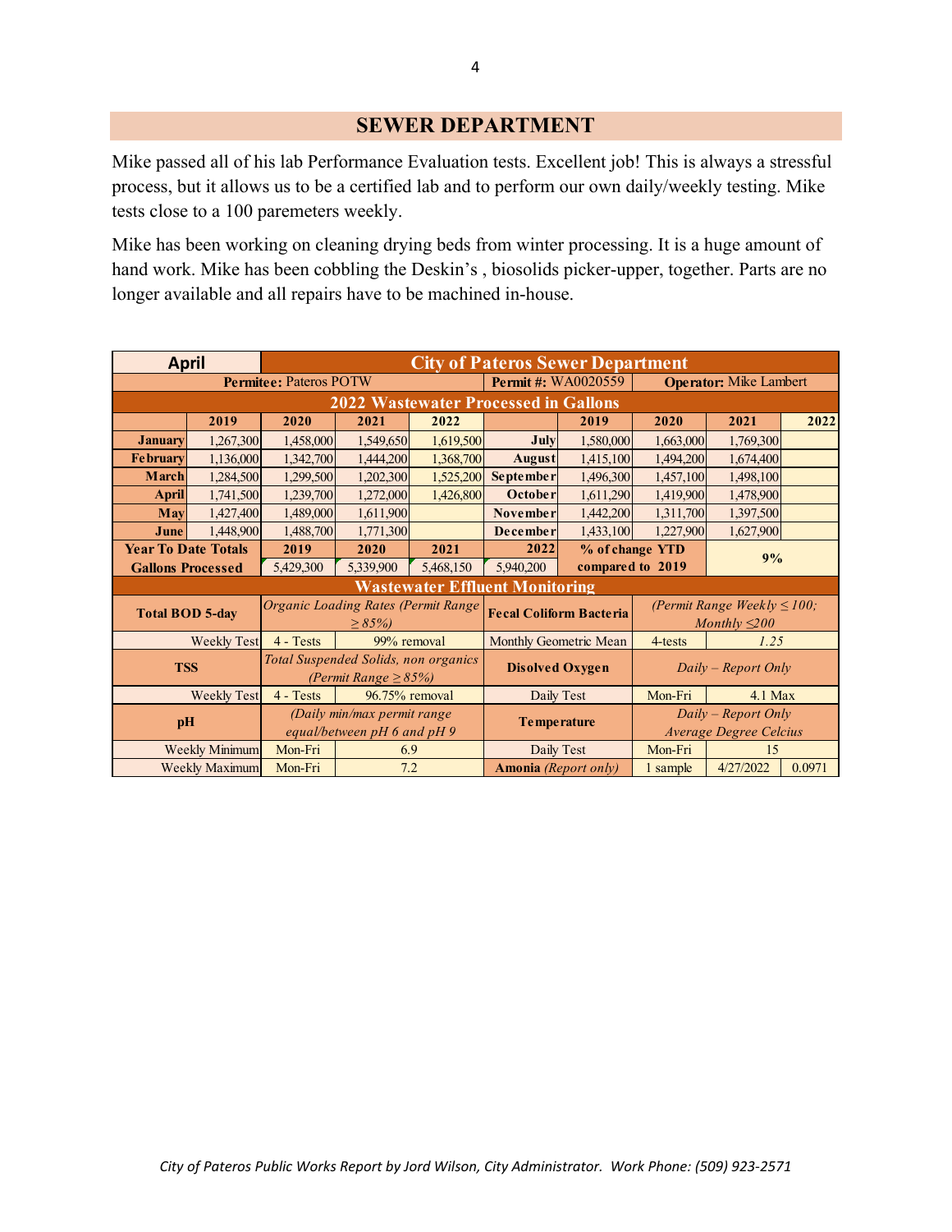## SEWER DEPARTMENT

Mike passed all of his lab Performance Evaluation tests. Excellent job! This is always a stressful process, but it allows us to be a certified lab and to perform our own daily/weekly testing. Mike tests close to a 100 paremeters weekly.

Mike has been working on cleaning drying beds from winter processing. It is a huge amount of hand work. Mike has been cobbling the Deskin's , biosolids picker-upper, together. Parts are no longer available and all repairs have to be machined in-house.

| April | City of Pateros Sewer Department | | | | | | | | |
|---|---|---|---|---|---|---|---|---|---|
| **Permitee:** Pateros POTW | | | | **Permit #:** WA0020559 | | **Operator:** Mike Lambert | | | |
| 2022 Wastewater Processed in Gallons | | | | | | | | | |
| | 2019 | 2020 | 2021 | 2022 | | 2019 | 2020 | 2021 | 2022 |
| January | 1,267,300 | 1,458,000 | 1,549,650 | 1,619,500 | July | 1,580,000 | 1,663,000 | 1,769,300 | |
| February | 1,136,000 | 1,342,700 | 1,444,200 | 1,368,700 | August | 1,415,100 | 1,494,200 | 1,674,400 | |
| March | 1,284,500 | 1,299,500 | 1,202,300 | 1,525,200 | September | 1,496,300 | 1,457,100 | 1,498,100 | |
| April | 1,741,500 | 1,239,700 | 1,272,000 | 1,426,800 | October | 1,611,290 | 1,419,900 | 1,478,900 | |
| May | 1,427,400 | 1,489,000 | 1,611,900 | | November | 1,442,200 | 1,311,700 | 1,397,500 | |
| June | 1,448,900 | 1,488,700 | 1,771,300 | | December | 1,433,100 | 1,227,900 | 1,627,900 | |
| Year To Date Totals Gallons Processed | | 2019: 5,429,300 | 2020: 5,339,900 | 2021: 5,468,150 | 2022: 5,940,200 | % of change YTD compared to 2019 | | 9% | |
| Wastewater Effluent Monitoring | | | | | | | | | |
| Total BOD 5-day | | *Organic Loading Rates (Permit Range ≥ 85%)* | | | Fecal Coliform Bacteria | | *(Permit Range Weekly ≤ 100; Monthly ≤200* | | |
| Weekly Test | | 4 - Tests | 99% removal | | Monthly Geometric Mean | | 4-tests | 1.25 | |
| TSS | | *Total Suspended Solids, non organics (Permit Range ≥ 85%)* | | | Disolved Oxygen | | *Daily – Report Only* | | |
| Weekly Test | | 4 - Tests | 96.75% removal | | Daily Test | | Mon-Fri | 4.1 Max | |
| pH | | *(Daily min/max permit range equal/between pH 6 and pH 9* | | | Temperature | | *Daily – Report Only Average Degree Celcius* | | |
| Weekly Minimum | | Mon-Fri | 6.9 | | Daily Test | | Mon-Fri | 15 | |
| Weekly Maximum | | Mon-Fri | 7.2 | | **Amonia** *(Report only)* | | 1 sample | 4/27/2022 | 0.0971 |

*City of Pateros Public Works Report by Jord Wilson, City Administrator. Work Phone: (509) 923-2571*